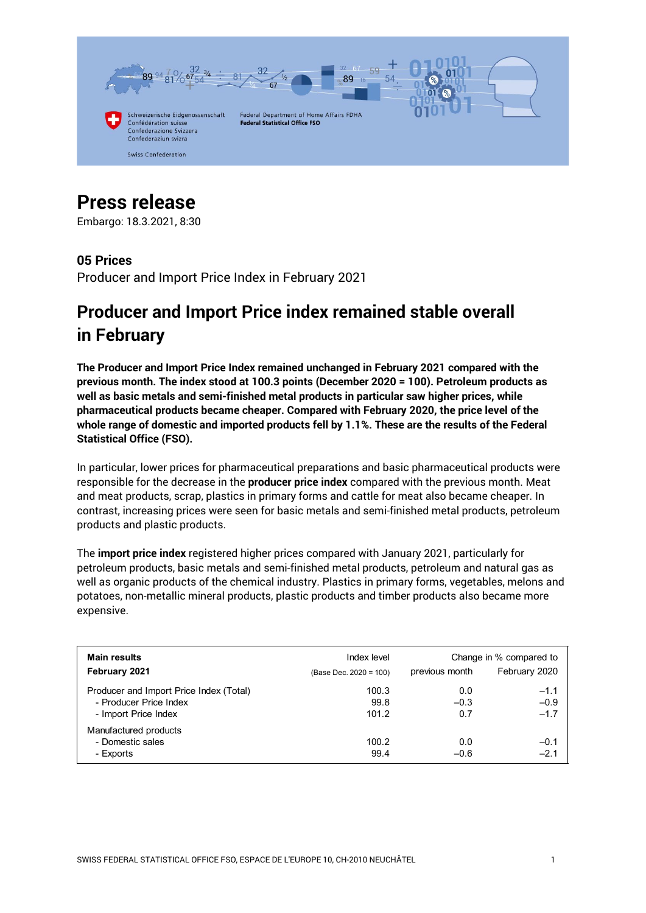# Press release

Embargo: 18.3.2021, 8:30

## 05 Prices

Producer and Import Price Index in February 2021

# Producer and Import Price index remained stable overall in February

**The Producer and Import Price Index remained unchanged in February 2021 compared with the previous month. The index stood at 100.3 points (December 2020 = 100). Petroleum products as well as basic metals and semi-finished metal products in particular saw higher prices, while pharmaceutical products became cheaper. Compared with February 2020, the price level of the whole range of domestic and imported products fell by 1.1%. These are the results of the Federal Statistical Office (FSO).**

In particular, lower prices for pharmaceutical preparations and basic pharmaceutical products were responsible for the decrease in the **producer price index** compared with the previous month. Meat and meat products, scrap, plastics in primary forms and cattle for meat also became cheaper. In contrast, increasing prices were seen for basic metals and semi-finished metal products, petroleum products and plastic products.

The **import price index** registered higher prices compared with January 2021, particularly for petroleum products, basic metals and semi-finished metal products, petroleum and natural gas as well as organic products of the chemical industry. Plastics in primary forms, vegetables, melons and potatoes, non-metallic mineral products, plastic products and timber products also became more expensive.

| **Main results** | Index level | Change in % compared to | |
|---|---|---|---|
| **February 2021** | (Base Dec. 2020 = 100) | previous month | February 2020 |
| Producer and Import Price Index (Total) | 100.3 | 0.0 | –1.1 |
| - Producer Price Index | 99.8 | –0.3 | –0.9 |
| - Import Price Index | 101.2 | 0.7 | –1.7 |
| Manufactured products | | | |
| - Domestic sales | 100.2 | 0.0 | –0.1 |
| - Exports | 99.4 | –0.6 | –2.1 |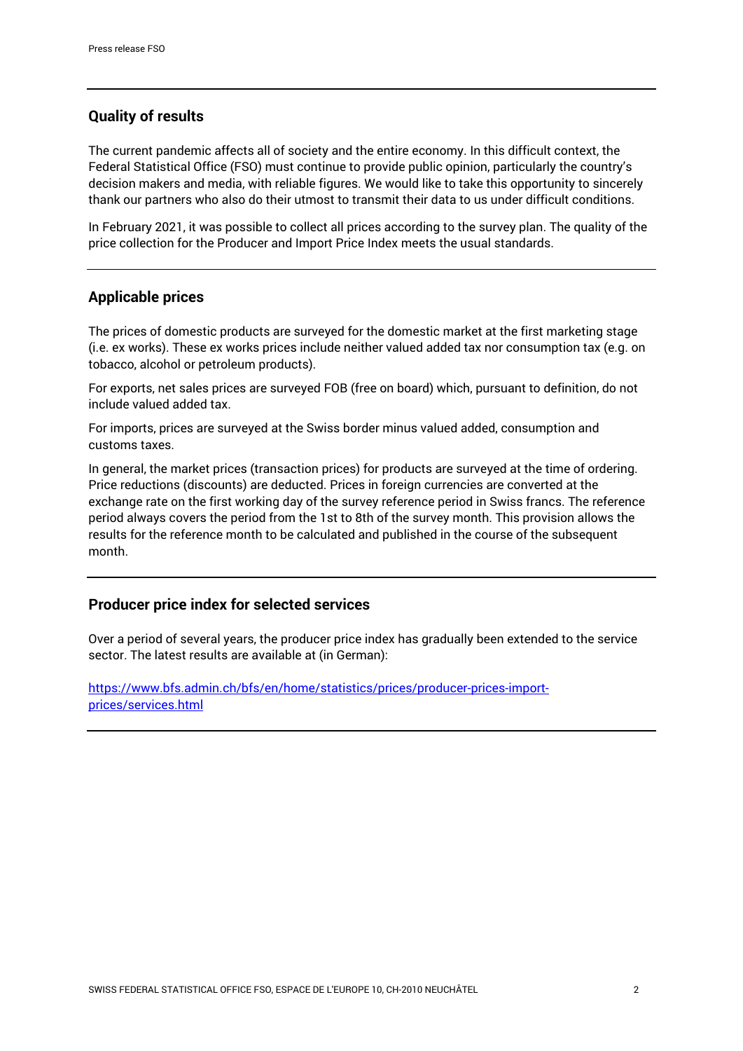## Quality of results

The current pandemic affects all of society and the entire economy. In this difficult context, the Federal Statistical Office (FSO) must continue to provide public opinion, particularly the country's decision makers and media, with reliable figures. We would like to take this opportunity to sincerely thank our partners who also do their utmost to transmit their data to us under difficult conditions.

In February 2021, it was possible to collect all prices according to the survey plan. The quality of the price collection for the Producer and Import Price Index meets the usual standards.

## Applicable prices

The prices of domestic products are surveyed for the domestic market at the first marketing stage (i.e. ex works). These ex works prices include neither valued added tax nor consumption tax (e.g. on tobacco, alcohol or petroleum products).

For exports, net sales prices are surveyed FOB (free on board) which, pursuant to definition, do not include valued added tax.

For imports, prices are surveyed at the Swiss border minus valued added, consumption and customs taxes.

In general, the market prices (transaction prices) for products are surveyed at the time of ordering. Price reductions (discounts) are deducted. Prices in foreign currencies are converted at the exchange rate on the first working day of the survey reference period in Swiss francs. The reference period always covers the period from the 1st to 8th of the survey month. This provision allows the results for the reference month to be calculated and published in the course of the subsequent month.

## Producer price index for selected services

Over a period of several years, the producer price index has gradually been extended to the service sector. The latest results are available at (in German):

[https://www.bfs.admin.ch/bfs/en/home/statistics/prices/producer-prices-import-prices/services.html](https://www.bfs.admin.ch/bfs/en/home/statistics/prices/producer-prices-import-prices/services.html)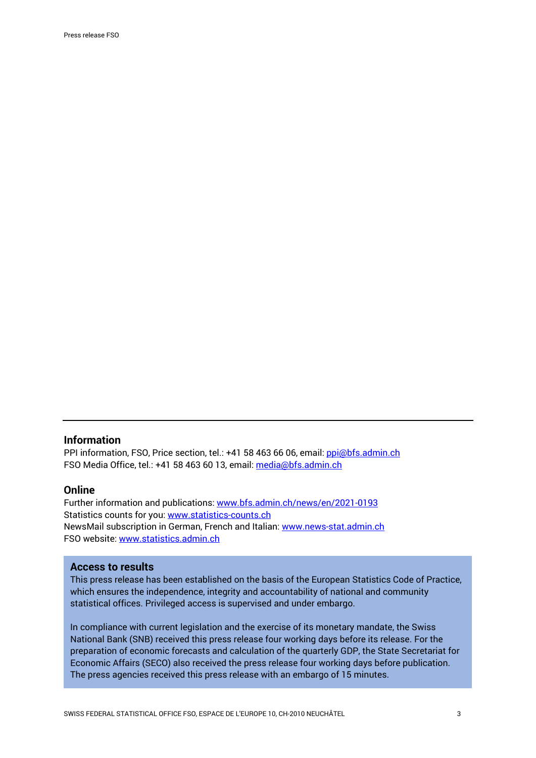---

## Information

PPI information, FSO, Price section, tel.: +41 58 463 66 06, email: ppi@bfs.admin.ch
FSO Media Office, tel.: +41 58 463 60 13, email: media@bfs.admin.ch

## Online

Further information and publications: www.bfs.admin.ch/news/en/2021-0193
Statistics counts for you: www.statistics-counts.ch
NewsMail subscription in German, French and Italian: www.news-stat.admin.ch
FSO website: www.statistics.admin.ch

## Access to results

This press release has been established on the basis of the European Statistics Code of Practice, which ensures the independence, integrity and accountability of national and community statistical offices. Privileged access is supervised and under embargo.

In compliance with current legislation and the exercise of its monetary mandate, the Swiss National Bank (SNB) received this press release four working days before its release. For the preparation of economic forecasts and calculation of the quarterly GDP, the State Secretariat for Economic Affairs (SECO) also received the press release four working days before publication. The press agencies received this press release with an embargo of 15 minutes.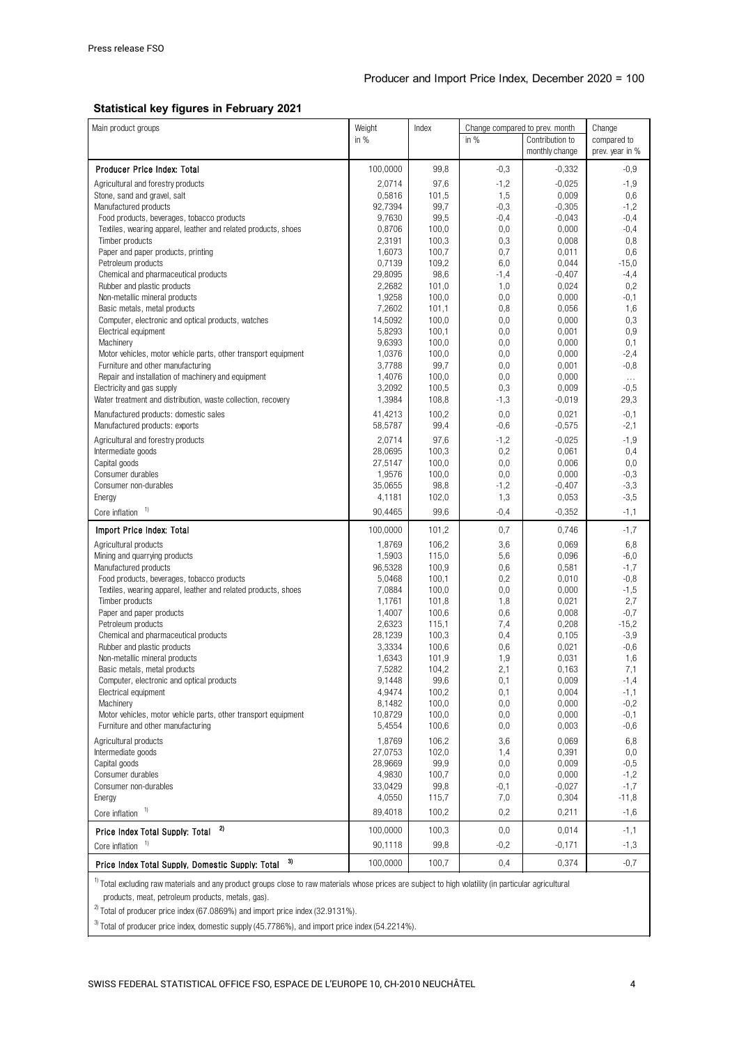Producer and Import Price Index, December 2020 = 100

## Statistical key figures in February 2021

| Main product groups | Weight in % | Index | Change compared to prev. month | | Change compared to prev. year in % |
|---|---|---|---|---|---|
| | | | in % | Contribution to monthly change | |
| **Producer Price Index: Total** | 100,0000 | 99,8 | -0,3 | -0,332 | -0,9 |
| Agricultural and forestry products | 2,0714 | 97,6 | -1,2 | -0,025 | -1,9 |
| Stone, sand and gravel, salt | 0,5816 | 101,5 | 1,5 | 0,009 | 0,6 |
| Manufactured products | 92,7394 | 99,7 | -0,3 | -0,305 | -1,2 |
| Food products, beverages, tobacco products | 9,7630 | 99,5 | -0,4 | -0,043 | -0,4 |
| Textiles, wearing apparel, leather and related products, shoes | 0,8706 | 100,0 | 0,0 | 0,000 | -0,4 |
| Timber products | 2,3191 | 100,3 | 0,3 | 0,008 | 0,8 |
| Paper and paper products, printing | 1,6073 | 100,7 | 0,7 | 0,011 | 0,6 |
| Petroleum products | 0,7139 | 109,2 | 6,0 | 0,044 | -15,0 |
| Chemical and pharmaceutical products | 29,8095 | 98,6 | -1,4 | -0,407 | -4,4 |
| Rubber and plastic products | 2,2682 | 101,0 | 1,0 | 0,024 | 0,2 |
| Non-metallic mineral products | 1,9258 | 100,0 | 0,0 | 0,000 | -0,1 |
| Basic metals, metal products | 7,2602 | 101,1 | 0,8 | 0,056 | 1,6 |
| Computer, electronic and optical products, watches | 14,5092 | 100,0 | 0,0 | 0,000 | 0,3 |
| Electrical equipment | 5,8293 | 100,1 | 0,0 | 0,001 | 0,9 |
| Machinery | 9,6393 | 100,0 | 0,0 | 0,000 | 0,1 |
| Motor vehicles, motor vehicle parts, other transport equipment | 1,0376 | 100,0 | 0,0 | 0,000 | -2,4 |
| Furniture and other manufacturing | 3,7788 | 99,7 | 0,0 | 0,001 | -0,8 |
| Repair and installation of machinery and equipment | 1,4076 | 100,0 | 0,0 | 0,000 | ... |
| Electricity and gas supply | 3,2092 | 100,5 | 0,3 | 0,009 | -0,5 |
| Water treatment and distribution, waste collection, recovery | 1,3984 | 108,8 | -1,3 | -0,019 | 29,3 |
| Manufactured products: domestic sales | 41,4213 | 100,2 | 0,0 | 0,021 | -0,1 |
| Manufactured products: exports | 58,5787 | 99,4 | -0,6 | -0,575 | -2,1 |
| Agricultural and forestry products | 2,0714 | 97,6 | -1,2 | -0,025 | -1,9 |
| Intermediate goods | 28,0695 | 100,3 | 0,2 | 0,061 | 0,4 |
| Capital goods | 27,5147 | 100,0 | 0,0 | 0,006 | 0,0 |
| Consumer durables | 1,9576 | 100,0 | 0,0 | 0,000 | -0,3 |
| Consumer non-durables | 35,0655 | 98,8 | -1,2 | -0,407 | -3,3 |
| Energy | 4,1181 | 102,0 | 1,3 | 0,053 | -3,5 |
| Core inflation [1] | 90,4465 | 99,6 | -0,4 | -0,352 | -1,1 |
| **Import Price Index: Total** | 100,0000 | 101,2 | 0,7 | 0,746 | -1,7 |
| Agricultural products | 1,8769 | 106,2 | 3,6 | 0,069 | 6,8 |
| Mining and quarrying products | 1,5903 | 115,0 | 5,6 | 0,096 | -6,0 |
| Manufactured products | 96,5328 | 100,9 | 0,6 | 0,581 | -1,7 |
| Food products, beverages, tobacco products | 5,0468 | 100,1 | 0,2 | 0,010 | -0,8 |
| Textiles, wearing apparel, leather and related products, shoes | 7,0884 | 100,0 | 0,0 | 0,000 | -1,5 |
| Timber products | 1,1761 | 101,8 | 1,8 | 0,021 | 2,7 |
| Paper and paper products | 1,4007 | 100,6 | 0,6 | 0,008 | -0,7 |
| Petroleum products | 2,6323 | 115,1 | 7,4 | 0,208 | -15,2 |
| Chemical and pharmaceutical products | 28,1239 | 100,3 | 0,4 | 0,105 | -3,9 |
| Rubber and plastic products | 3,3334 | 100,6 | 0,6 | 0,021 | -0,6 |
| Non-metallic mineral products | 1,6343 | 101,9 | 1,9 | 0,031 | 1,6 |
| Basic metals, metal products | 7,5282 | 104,2 | 2,1 | 0,163 | 7,1 |
| Computer, electronic and optical products | 9,1448 | 99,6 | 0,1 | 0,009 | -1,4 |
| Electrical equipment | 4,9474 | 100,2 | 0,1 | 0,004 | -1,1 |
| Machinery | 8,1482 | 100,0 | 0,0 | 0,000 | -0,2 |
| Motor vehicles, motor vehicle parts, other transport equipment | 10,8729 | 100,0 | 0,0 | 0,000 | -0,1 |
| Furniture and other manufacturing | 5,4554 | 100,6 | 0,0 | 0,003 | -0,6 |
| Agricultural products | 1,8769 | 106,2 | 3,6 | 0,069 | 6,8 |
| Intermediate goods | 27,0753 | 102,0 | 1,4 | 0,391 | 0,0 |
| Capital goods | 28,9669 | 99,9 | 0,0 | 0,009 | -0,5 |
| Consumer durables | 4,9830 | 100,7 | 0,0 | 0,000 | -1,2 |
| Consumer non-durables | 33,0429 | 99,8 | -0,1 | -0,027 | -1,7 |
| Energy | 4,0550 | 115,7 | 7,0 | 0,304 | -11,8 |
| Core inflation [1] | 89,4018 | 100,2 | 0,2 | 0,211 | -1,6 |
| **Price Index Total Supply: Total** [2] | 100,0000 | 100,3 | 0,0 | 0,014 | -1,1 |
| Core inflation [1] | 90,1118 | 99,8 | -0,2 | -0,171 | -1,3 |
| **Price Index Total Supply, Domestic Supply: Total** [3] | 100,0000 | 100,7 | 0,4 | 0,374 | -0,7 |

[1] Total excluding raw materials and any product groups close to raw materials whose prices are subject to high volatility (in particular agricultural products, meat, petroleum products, metals, gas).

[2] Total of producer price index (67.0869%) and import price index (32.9131%).

[3] Total of producer price index, domestic supply (45.7786%), and import price index (54.2214%).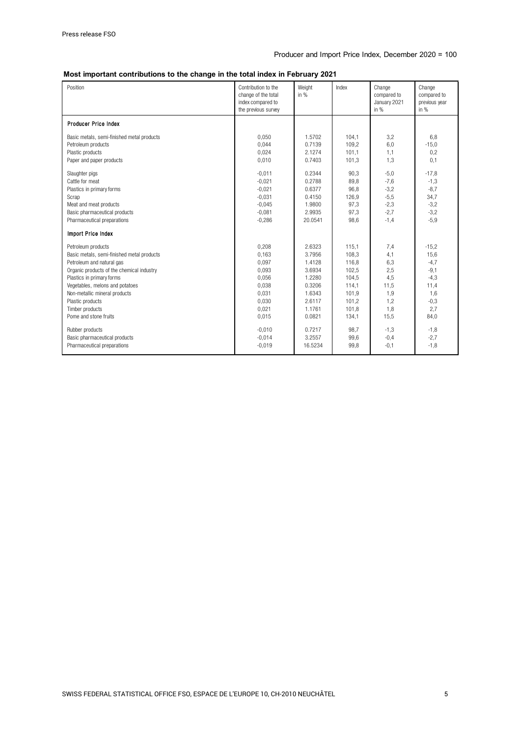Producer and Import Price Index, December 2020 = 100

## Most important contributions to the change in the total index in February 2021

| Position | Contribution to the change of the total index compared to the previous survey | Weight in % | Index | Change compared to January 2021 in % | Change compared to previous year in % |
|---|---|---|---|---|---|
| **Producer Price Index** | | | | | |
| Basic metals, semi-finished metal products | 0,050 | 1.5702 | 104,1 | 3,2 | 6,8 |
| Petroleum products | 0,044 | 0.7139 | 109,2 | 6,0 | -15,0 |
| Plastic products | 0,024 | 2.1274 | 101,1 | 1,1 | 0,2 |
| Paper and paper products | 0,010 | 0.7403 | 101,3 | 1,3 | 0,1 |
| Slaughter pigs | -0,011 | 0.2344 | 90,3 | -5,0 | -17,8 |
| Cattle for meat | -0,021 | 0.2788 | 89,8 | -7,6 | -1,3 |
| Plastics in primary forms | -0,021 | 0.6377 | 96,8 | -3,2 | -8,7 |
| Scrap | -0,031 | 0.4150 | 126,9 | -5,5 | 34,7 |
| Meat and meat products | -0,045 | 1.9800 | 97,3 | -2,3 | -3,2 |
| Basic pharmaceutical products | -0,081 | 2.9935 | 97,3 | -2,7 | -3,2 |
| Pharmaceutical preparations | -0,286 | 20.0541 | 98,6 | -1,4 | -5,9 |
| **Import Price Index** | | | | | |
| Petroleum products | 0,208 | 2.6323 | 115,1 | 7,4 | -15,2 |
| Basic metals, semi-finished metal products | 0,163 | 3.7956 | 108,3 | 4,1 | 15,6 |
| Petroleum and natural gas | 0,097 | 1.4128 | 116,8 | 6,3 | -4,7 |
| Organic products of the chemical industry | 0,093 | 3.6934 | 102,5 | 2,5 | -9,1 |
| Plastics in primary forms | 0,056 | 1.2280 | 104,5 | 4,5 | -4,3 |
| Vegetables, melons and potatoes | 0,038 | 0.3206 | 114,1 | 11,5 | 11,4 |
| Non-metallic mineral products | 0,031 | 1.6343 | 101,9 | 1,9 | 1,6 |
| Plastic products | 0,030 | 2.6117 | 101,2 | 1,2 | -0,3 |
| Timber products | 0,021 | 1.1761 | 101,8 | 1,8 | 2,7 |
| Pome and stone fruits | 0,015 | 0.0821 | 134,1 | 15,5 | 84,0 |
| Rubber products | -0,010 | 0.7217 | 98,7 | -1,3 | -1,8 |
| Basic pharmaceutical products | -0,014 | 3.2557 | 99,6 | -0,4 | -2,7 |
| Pharmaceutical preparations | -0,019 | 16.5234 | 99,8 | -0,1 | -1,8 |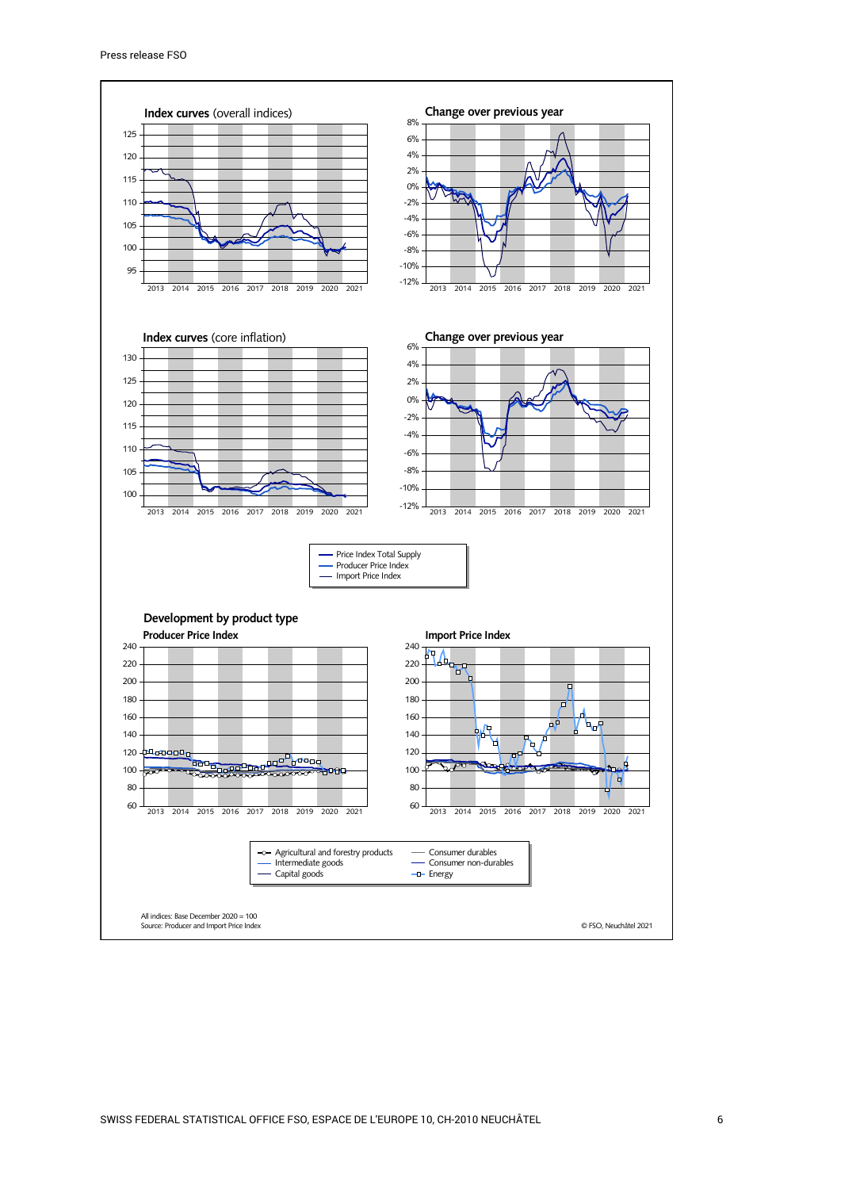**Index curves** (overall indices)

125
120
115
110
105
100
95

2013 2014 2015 2016 2017 2018 2019 2020 2021

**Change over previous year**

8%
6%
4%
2%
0%
-2%
-4%
-6%
-8%
-10%
-12%

2013 2014 2015 2016 2017 2018 2019 2020 2021

**Index curves** (core inflation)

130
125
120
115
110
105
100

2013 2014 2015 2016 2017 2018 2019 2020 2021

**Change over previous year**

6%
4%
2%
0%
-2%
-4%
-6%
-8%
-10%
-12%

2013 2014 2015 2016 2017 2018 2019 2020 2021

Price Index Total Supply
Producer Price Index
Import Price Index

## Development by product type

**Producer Price Index**

240
220
200
180
160
140
120
100
80
60

2013 2014 2015 2016 2017 2018 2019 2020 2021

**Import Price Index**

240
220
200
180
160
140
120
100
80
60

2013 2014 2015 2016 2017 2018 2019 2020 2021

Agricultural and forestry products
Intermediate goods
Capital goods
Consumer durables
Consumer non-durables
Energy

All indices: Base December 2020 = 100
Source: Producer and Import Price Index

© FSO, Neuchâtel 2021